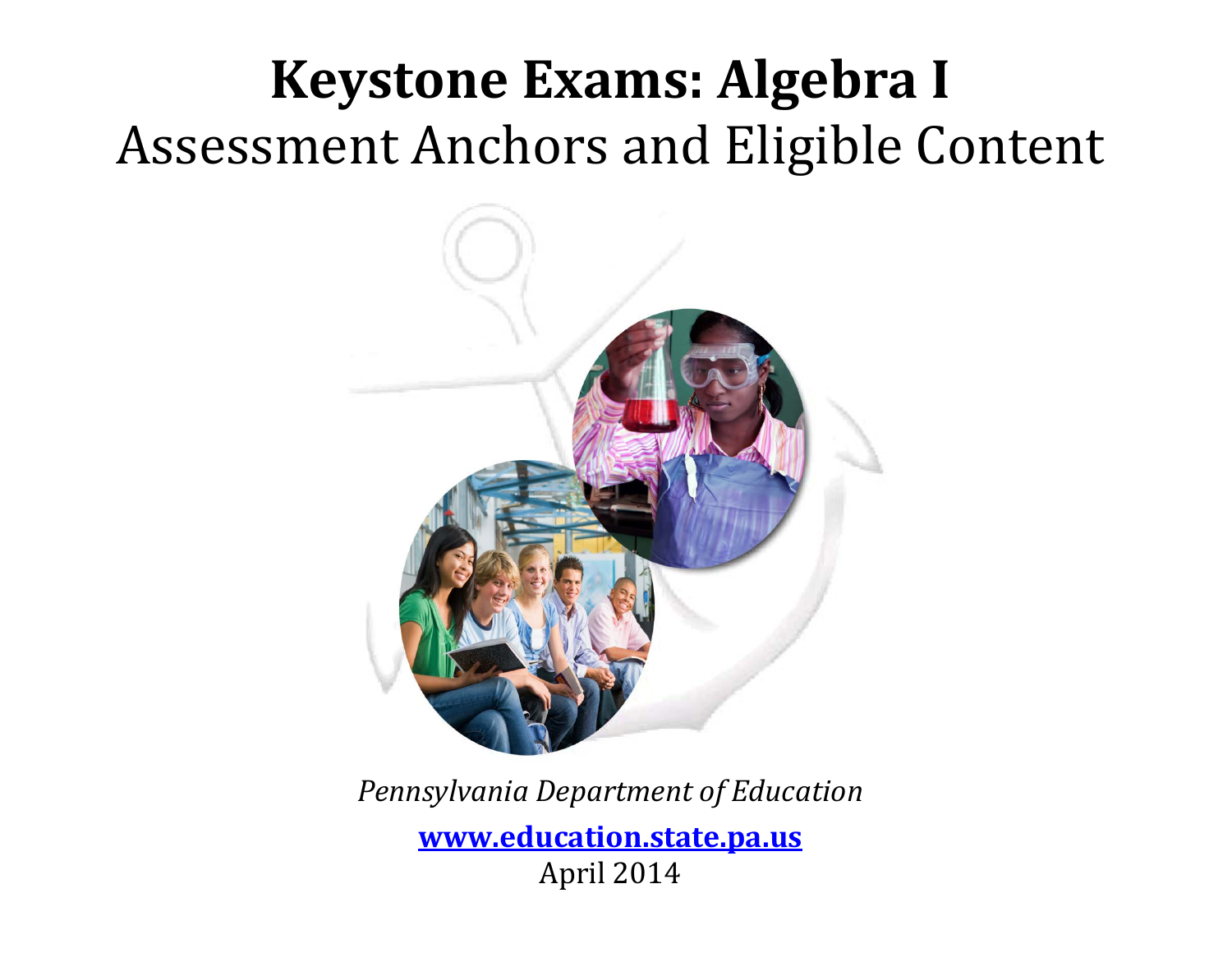# Keystone Exams: Algebra I

## Assessment Anchors and Eligible Content

*Pennsylvania Department of Education*

**www.education.state.pa.us**

April 2014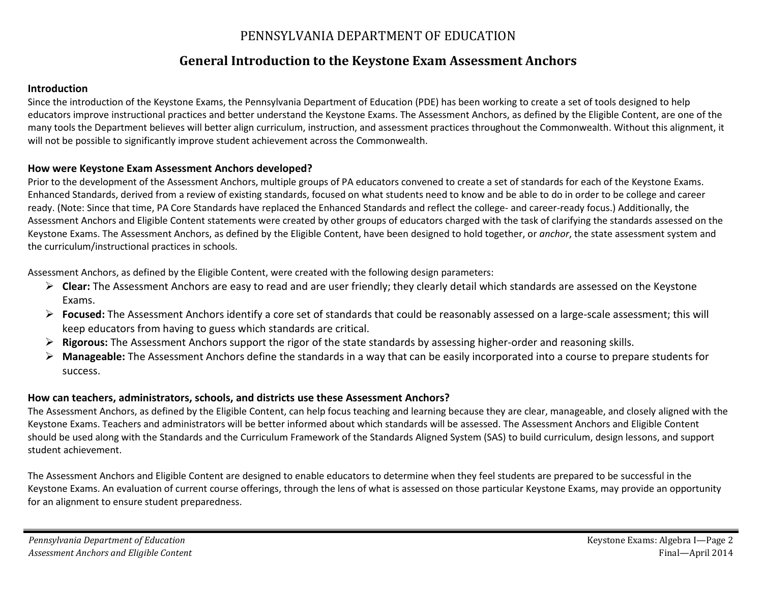# PENNSYLVANIA DEPARTMENT OF EDUCATION

## General Introduction to the Keystone Exam Assessment Anchors

### Introduction

Since the introduction of the Keystone Exams, the Pennsylvania Department of Education (PDE) has been working to create a set of tools designed to help educators improve instructional practices and better understand the Keystone Exams. The Assessment Anchors, as defined by the Eligible Content, are one of the many tools the Department believes will better align curriculum, instruction, and assessment practices throughout the Commonwealth. Without this alignment, it will not be possible to significantly improve student achievement across the Commonwealth.

### How were Keystone Exam Assessment Anchors developed?

Prior to the development of the Assessment Anchors, multiple groups of PA educators convened to create a set of standards for each of the Keystone Exams. Enhanced Standards, derived from a review of existing standards, focused on what students need to know and be able to do in order to be college and career ready. (Note: Since that time, PA Core Standards have replaced the Enhanced Standards and reflect the college- and career-ready focus.) Additionally, the Assessment Anchors and Eligible Content statements were created by other groups of educators charged with the task of clarifying the standards assessed on the Keystone Exams. The Assessment Anchors, as defined by the Eligible Content, have been designed to hold together, or *anchor*, the state assessment system and the curriculum/instructional practices in schools.

Assessment Anchors, as defined by the Eligible Content, were created with the following design parameters:

- **Clear:** The Assessment Anchors are easy to read and are user friendly; they clearly detail which standards are assessed on the Keystone Exams.
- **Focused:** The Assessment Anchors identify a core set of standards that could be reasonably assessed on a large-scale assessment; this will keep educators from having to guess which standards are critical.
- **Rigorous:** The Assessment Anchors support the rigor of the state standards by assessing higher-order and reasoning skills.
- **Manageable:** The Assessment Anchors define the standards in a way that can be easily incorporated into a course to prepare students for success.

### How can teachers, administrators, schools, and districts use these Assessment Anchors?

The Assessment Anchors, as defined by the Eligible Content, can help focus teaching and learning because they are clear, manageable, and closely aligned with the Keystone Exams. Teachers and administrators will be better informed about which standards will be assessed. The Assessment Anchors and Eligible Content should be used along with the Standards and the Curriculum Framework of the Standards Aligned System (SAS) to build curriculum, design lessons, and support student achievement.

The Assessment Anchors and Eligible Content are designed to enable educators to determine when they feel students are prepared to be successful in the Keystone Exams. An evaluation of current course offerings, through the lens of what is assessed on those particular Keystone Exams, may provide an opportunity for an alignment to ensure student preparedness.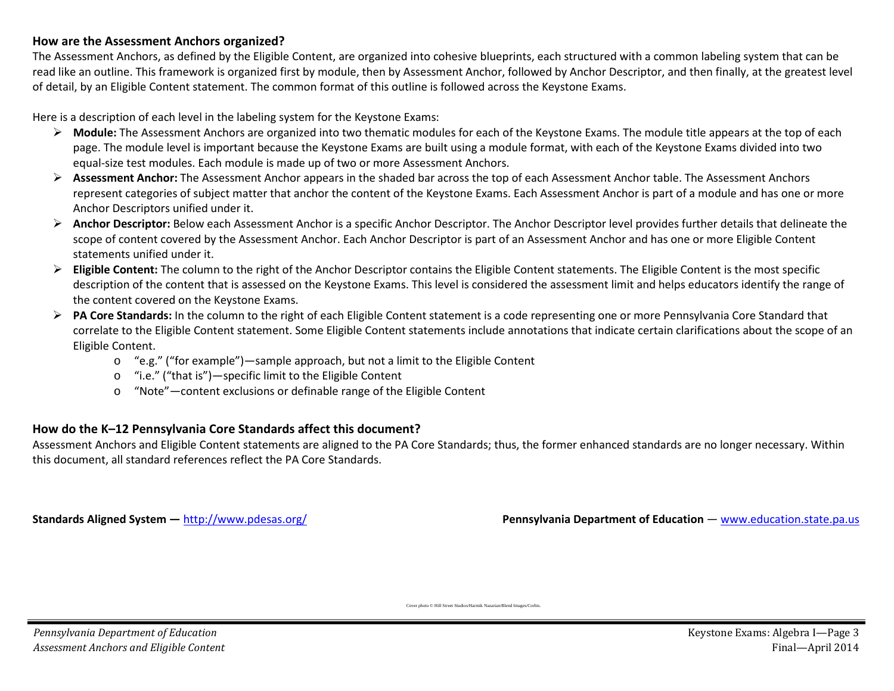## How are the Assessment Anchors organized?

The Assessment Anchors, as defined by the Eligible Content, are organized into cohesive blueprints, each structured with a common labeling system that can be read like an outline. This framework is organized first by module, then by Assessment Anchor, followed by Anchor Descriptor, and then finally, at the greatest level of detail, by an Eligible Content statement. The common format of this outline is followed across the Keystone Exams.

Here is a description of each level in the labeling system for the Keystone Exams:

- **Module:** The Assessment Anchors are organized into two thematic modules for each of the Keystone Exams. The module title appears at the top of each page. The module level is important because the Keystone Exams are built using a module format, with each of the Keystone Exams divided into two equal-size test modules. Each module is made up of two or more Assessment Anchors.
- **Assessment Anchor:** The Assessment Anchor appears in the shaded bar across the top of each Assessment Anchor table. The Assessment Anchors represent categories of subject matter that anchor the content of the Keystone Exams. Each Assessment Anchor is part of a module and has one or more Anchor Descriptors unified under it.
- **Anchor Descriptor:** Below each Assessment Anchor is a specific Anchor Descriptor. The Anchor Descriptor level provides further details that delineate the scope of content covered by the Assessment Anchor. Each Anchor Descriptor is part of an Assessment Anchor and has one or more Eligible Content statements unified under it.
- **Eligible Content:** The column to the right of the Anchor Descriptor contains the Eligible Content statements. The Eligible Content is the most specific description of the content that is assessed on the Keystone Exams. This level is considered the assessment limit and helps educators identify the range of the content covered on the Keystone Exams.
- **PA Core Standards:** In the column to the right of each Eligible Content statement is a code representing one or more Pennsylvania Core Standard that correlate to the Eligible Content statement. Some Eligible Content statements include annotations that indicate certain clarifications about the scope of an Eligible Content.
    - "e.g." ("for example")—sample approach, but not a limit to the Eligible Content
    - "i.e." ("that is")—specific limit to the Eligible Content
    - "Note"—content exclusions or definable range of the Eligible Content

## How do the K–12 Pennsylvania Core Standards affect this document?

Assessment Anchors and Eligible Content statements are aligned to the PA Core Standards; thus, the former enhanced standards are no longer necessary. Within this document, all standard references reflect the PA Core Standards.

**Standards Aligned System —** http://www.pdesas.org/

**Pennsylvania Department of Education** — www.education.state.pa.us

Cover photo © Hill Street Studios/Harmik Nazarian/Blend Images/Corbis.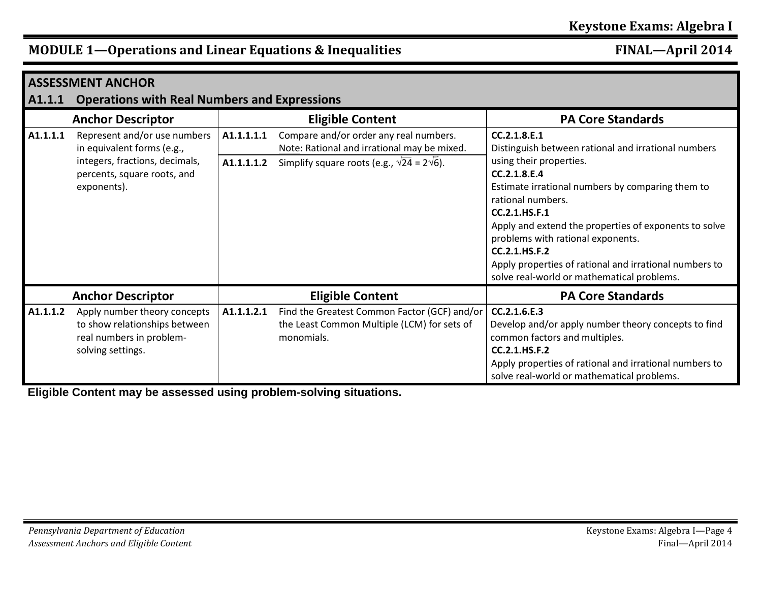## MODULE 1—Operations and Linear Equations & Inequalities

### ASSESSMENT ANCHOR

### A1.1.1 Operations with Real Numbers and Expressions

| Anchor Descriptor | | Eligible Content | | PA Core Standards |
|---|---|---|---|---|
| **A1.1.1.1** | Represent and/or use numbers in equivalent forms (e.g., integers, fractions, decimals, percents, square roots, and exponents). | **A1.1.1.1.1** | Compare and/or order any real numbers. Note: Rational and irrational may be mixed. | **CC.2.1.8.E.1** Distinguish between rational and irrational numbers using their properties. **CC.2.1.8.E.4** Estimate irrational numbers by comparing them to rational numbers. **CC.2.1.HS.F.1** Apply and extend the properties of exponents to solve problems with rational exponents. **CC.2.1.HS.F.2** Apply properties of rational and irrational numbers to solve real-world or mathematical problems. |
| | | **A1.1.1.1.2** | Simplify square roots (e.g., $\sqrt{24} = 2\sqrt{6}$). | |

| Anchor Descriptor | | Eligible Content | | PA Core Standards |
|---|---|---|---|---|
| **A1.1.1.2** | Apply number theory concepts to show relationships between real numbers in problem-solving settings. | **A1.1.1.2.1** | Find the Greatest Common Factor (GCF) and/or the Least Common Multiple (LCM) for sets of monomials. | **CC.2.1.6.E.3** Develop and/or apply number theory concepts to find common factors and multiples. **CC.2.1.HS.F.2** Apply properties of rational and irrational numbers to solve real-world or mathematical problems. |

**Eligible Content may be assessed using problem-solving situations.**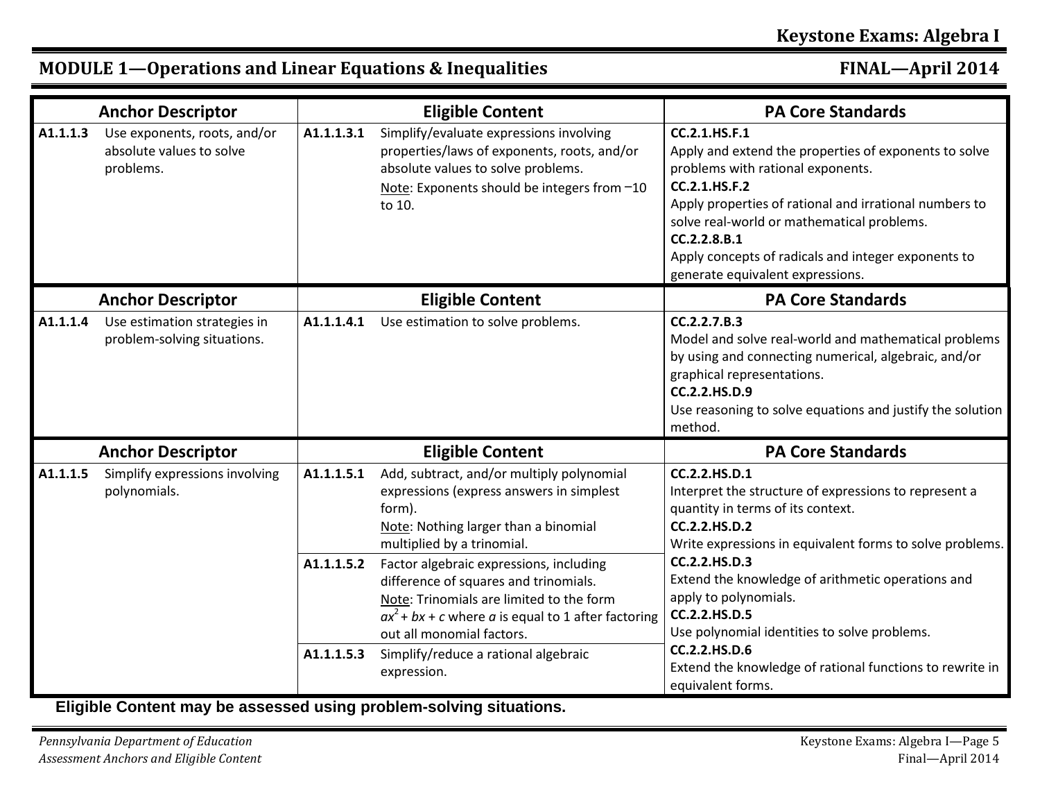## MODULE 1—Operations and Linear Equations & Inequalities

| Anchor Descriptor | | Eligible Content | | PA Core Standards |
|---|---|---|---|---|
| **A1.1.1.3** | Use exponents, roots, and/or absolute values to solve problems. | **A1.1.1.3.1** | Simplify/evaluate expressions involving properties/laws of exponents, roots, and/or absolute values to solve problems.<br>Note: Exponents should be integers from −10 to 10. | **CC.2.1.HS.F.1**<br>Apply and extend the properties of exponents to solve problems with rational exponents.<br>**CC.2.1.HS.F.2**<br>Apply properties of rational and irrational numbers to solve real-world or mathematical problems.<br>**CC.2.2.8.B.1**<br>Apply concepts of radicals and integer exponents to generate equivalent expressions. |

| Anchor Descriptor | | Eligible Content | | PA Core Standards |
|---|---|---|---|---|
| **A1.1.1.4** | Use estimation strategies in problem-solving situations. | **A1.1.1.4.1** | Use estimation to solve problems. | **CC.2.2.7.B.3**<br>Model and solve real-world and mathematical problems by using and connecting numerical, algebraic, and/or graphical representations.<br>**CC.2.2.HS.D.9**<br>Use reasoning to solve equations and justify the solution method. |

| Anchor Descriptor | | Eligible Content | | PA Core Standards |
|---|---|---|---|---|
| **A1.1.1.5** | Simplify expressions involving polynomials. | **A1.1.1.5.1** | Add, subtract, and/or multiply polynomial expressions (express answers in simplest form).<br>Note: Nothing larger than a binomial multiplied by a trinomial. | **CC.2.2.HS.D.1**<br>Interpret the structure of expressions to represent a quantity in terms of its context.<br>**CC.2.2.HS.D.2**<br>Write expressions in equivalent forms to solve problems.<br>**CC.2.2.HS.D.3**<br>Extend the knowledge of arithmetic operations and apply to polynomials.<br>**CC.2.2.HS.D.5**<br>Use polynomial identities to solve problems.<br>**CC.2.2.HS.D.6**<br>Extend the knowledge of rational functions to rewrite in equivalent forms. |
| | | **A1.1.1.5.2** | Factor algebraic expressions, including difference of squares and trinomials.<br>Note: Trinomials are limited to the form $ax^2 + bx + c$ where $a$ is equal to 1 after factoring out all monomial factors. | |
| | | **A1.1.1.5.3** | Simplify/reduce a rational algebraic expression. | |

**Eligible Content may be assessed using problem-solving situations.**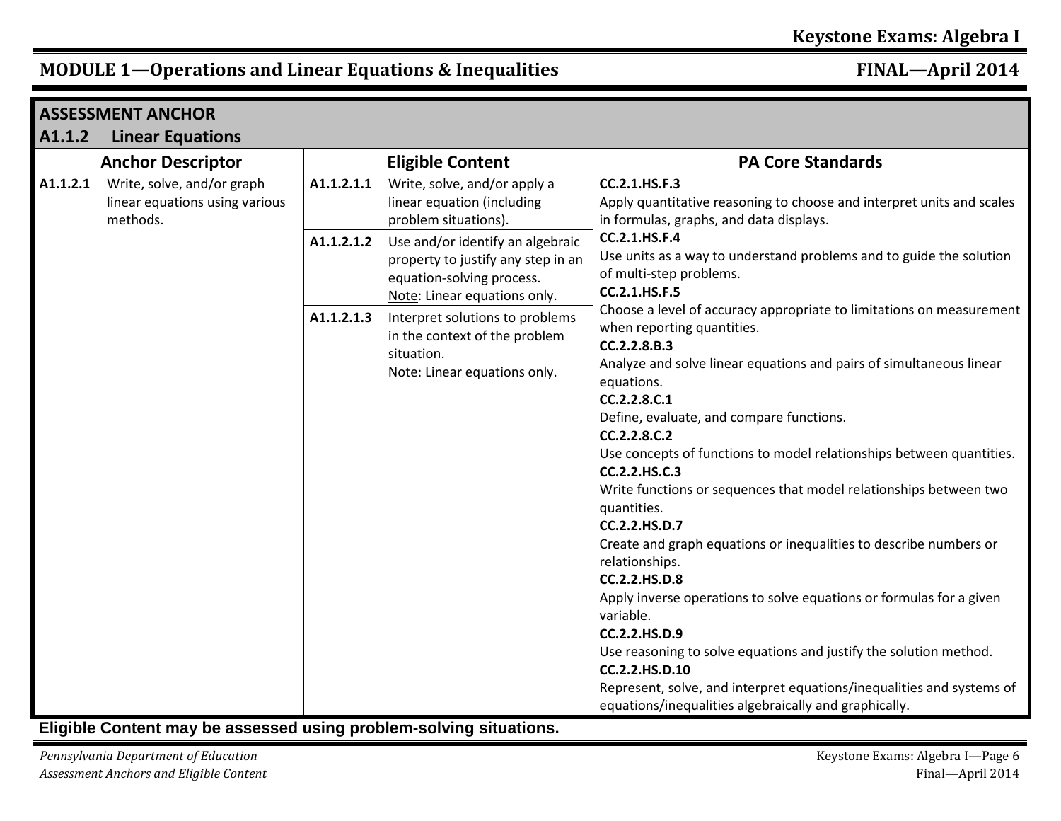## MODULE 1—Operations and Linear Equations & Inequalities

**ASSESSMENT ANCHOR**

**A1.1.2 Linear Equations**

| Anchor Descriptor | Eligible Content | PA Core Standards |
|---|---|---|
| **A1.1.2.1** Write, solve, and/or graph linear equations using various methods. | **A1.1.2.1.1** Write, solve, and/or apply a linear equation (including problem situations). | **CC.2.1.HS.F.3** Apply quantitative reasoning to choose and interpret units and scales in formulas, graphs, and data displays. **CC.2.1.HS.F.4** Use units as a way to understand problems and to guide the solution of multi-step problems. **CC.2.1.HS.F.5** Choose a level of accuracy appropriate to limitations on measurement when reporting quantities. **CC.2.2.8.B.3** Analyze and solve linear equations and pairs of simultaneous linear equations. **CC.2.2.8.C.1** Define, evaluate, and compare functions. **CC.2.2.8.C.2** Use concepts of functions to model relationships between quantities. **CC.2.2.HS.C.3** Write functions or sequences that model relationships between two quantities. **CC.2.2.HS.D.7** Create and graph equations or inequalities to describe numbers or relationships. **CC.2.2.HS.D.8** Apply inverse operations to solve equations or formulas for a given variable. **CC.2.2.HS.D.9** Use reasoning to solve equations and justify the solution method. **CC.2.2.HS.D.10** Represent, solve, and interpret equations/inequalities and systems of equations/inequalities algebraically and graphically. |
| | **A1.1.2.1.2** Use and/or identify an algebraic property to justify any step in an equation-solving process. Note: Linear equations only. | |
| | **A1.1.2.1.3** Interpret solutions to problems in the context of the problem situation. Note: Linear equations only. | |

**Eligible Content may be assessed using problem-solving situations.**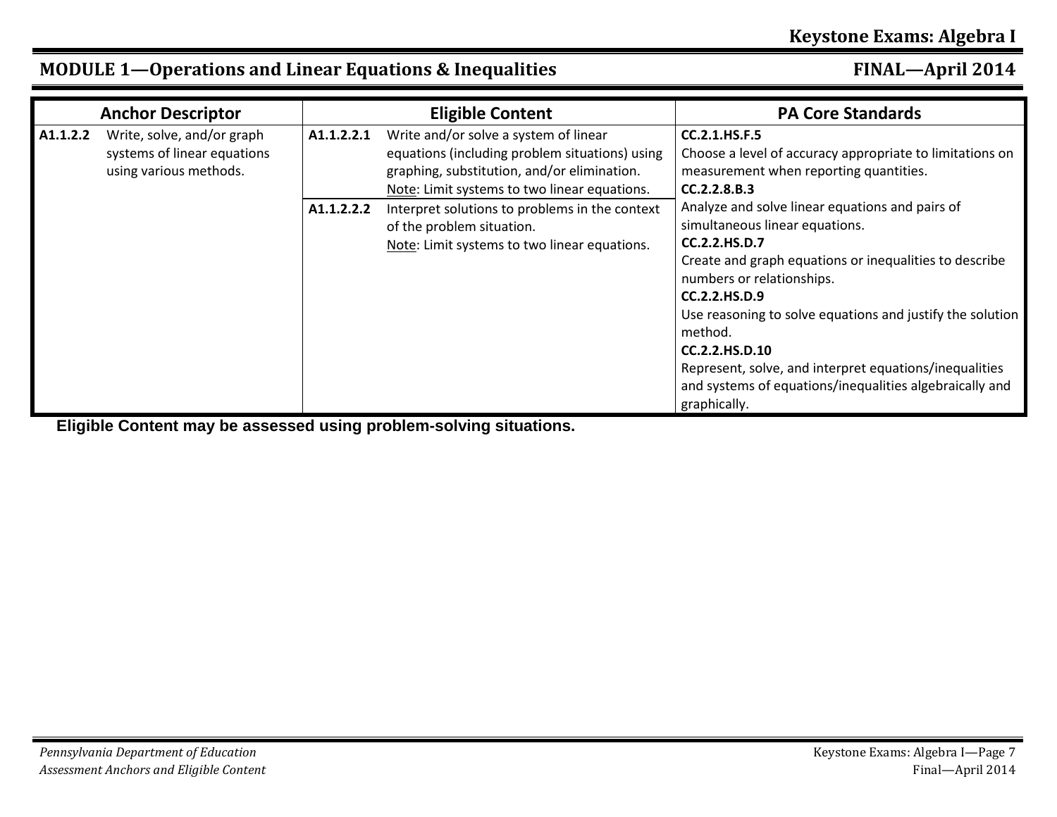## MODULE 1—Operations and Linear Equations & Inequalities

| Anchor Descriptor | Eligible Content | PA Core Standards |
| --- | --- | --- |
| **A1.1.2.2** Write, solve, and/or graph systems of linear equations using various methods. | **A1.1.2.2.1** Write and/or solve a system of linear equations (including problem situations) using graphing, substitution, and/or elimination. Note: Limit systems to two linear equations.<br><br>**A1.1.2.2.2** Interpret solutions to problems in the context of the problem situation. Note: Limit systems to two linear equations. | **CC.2.1.HS.F.5** Choose a level of accuracy appropriate to limitations on measurement when reporting quantities.<br>**CC.2.2.8.B.3** Analyze and solve linear equations and pairs of simultaneous linear equations.<br>**CC.2.2.HS.D.7** Create and graph equations or inequalities to describe numbers or relationships.<br>**CC.2.2.HS.D.9** Use reasoning to solve equations and justify the solution method.<br>**CC.2.2.HS.D.10** Represent, solve, and interpret equations/inequalities and systems of equations/inequalities algebraically and graphically. |

**Eligible Content may be assessed using problem-solving situations.**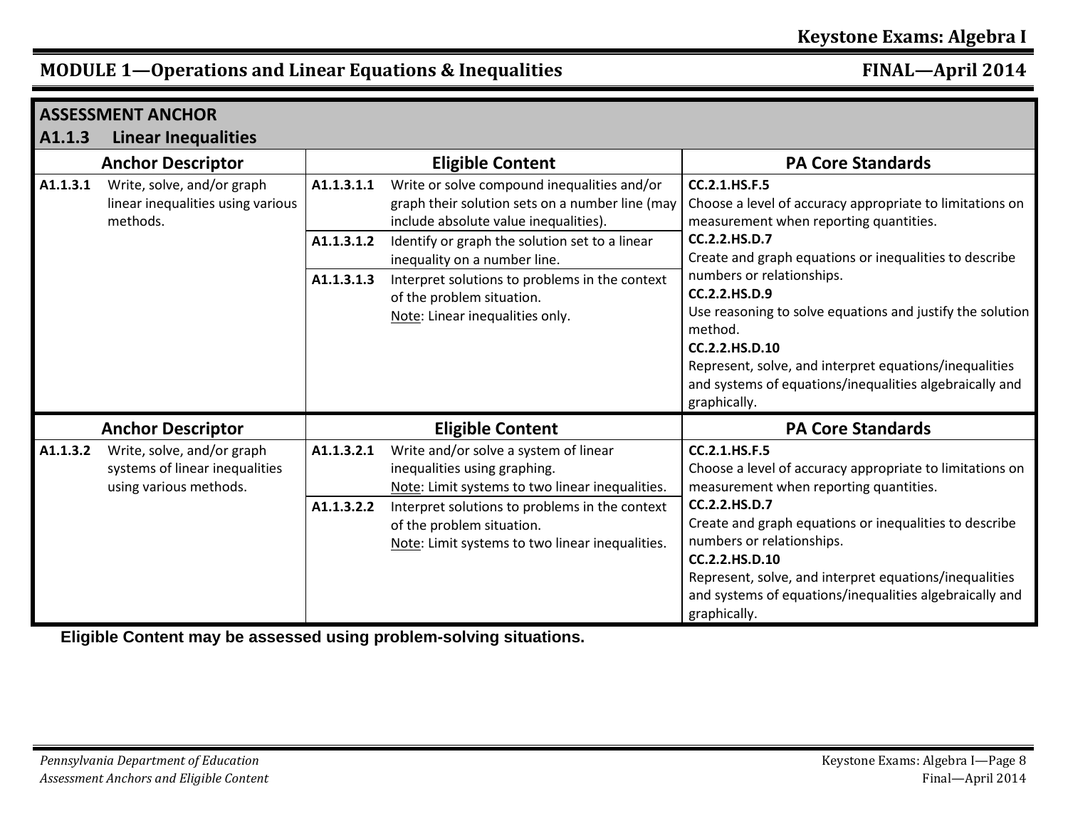## MODULE 1—Operations and Linear Equations & Inequalities

### ASSESSMENT ANCHOR

### A1.1.3 Linear Inequalities

| Anchor Descriptor | Eligible Content | PA Core Standards |
|---|---|---|
| **A1.1.3.1** Write, solve, and/or graph linear inequalities using various methods. | **A1.1.3.1.1** Write or solve compound inequalities and/or graph their solution sets on a number line (may include absolute value inequalities). | **CC.2.1.HS.F.5** Choose a level of accuracy appropriate to limitations on measurement when reporting quantities. **CC.2.2.HS.D.7** Create and graph equations or inequalities to describe numbers or relationships. **CC.2.2.HS.D.9** Use reasoning to solve equations and justify the solution method. **CC.2.2.HS.D.10** Represent, solve, and interpret equations/inequalities and systems of equations/inequalities algebraically and graphically. |
| | **A1.1.3.1.2** Identify or graph the solution set to a linear inequality on a number line. | |
| | **A1.1.3.1.3** Interpret solutions to problems in the context of the problem situation. Note: Linear inequalities only. | |

| Anchor Descriptor | Eligible Content | PA Core Standards |
|---|---|---|
| **A1.1.3.2** Write, solve, and/or graph systems of linear inequalities using various methods. | **A1.1.3.2.1** Write and/or solve a system of linear inequalities using graphing. Note: Limit systems to two linear inequalities. | **CC.2.1.HS.F.5** Choose a level of accuracy appropriate to limitations on measurement when reporting quantities. **CC.2.2.HS.D.7** Create and graph equations or inequalities to describe numbers or relationships. **CC.2.2.HS.D.10** Represent, solve, and interpret equations/inequalities and systems of equations/inequalities algebraically and graphically. |
| | **A1.1.3.2.2** Interpret solutions to problems in the context of the problem situation. Note: Limit systems to two linear inequalities. | |

**Eligible Content may be assessed using problem-solving situations.**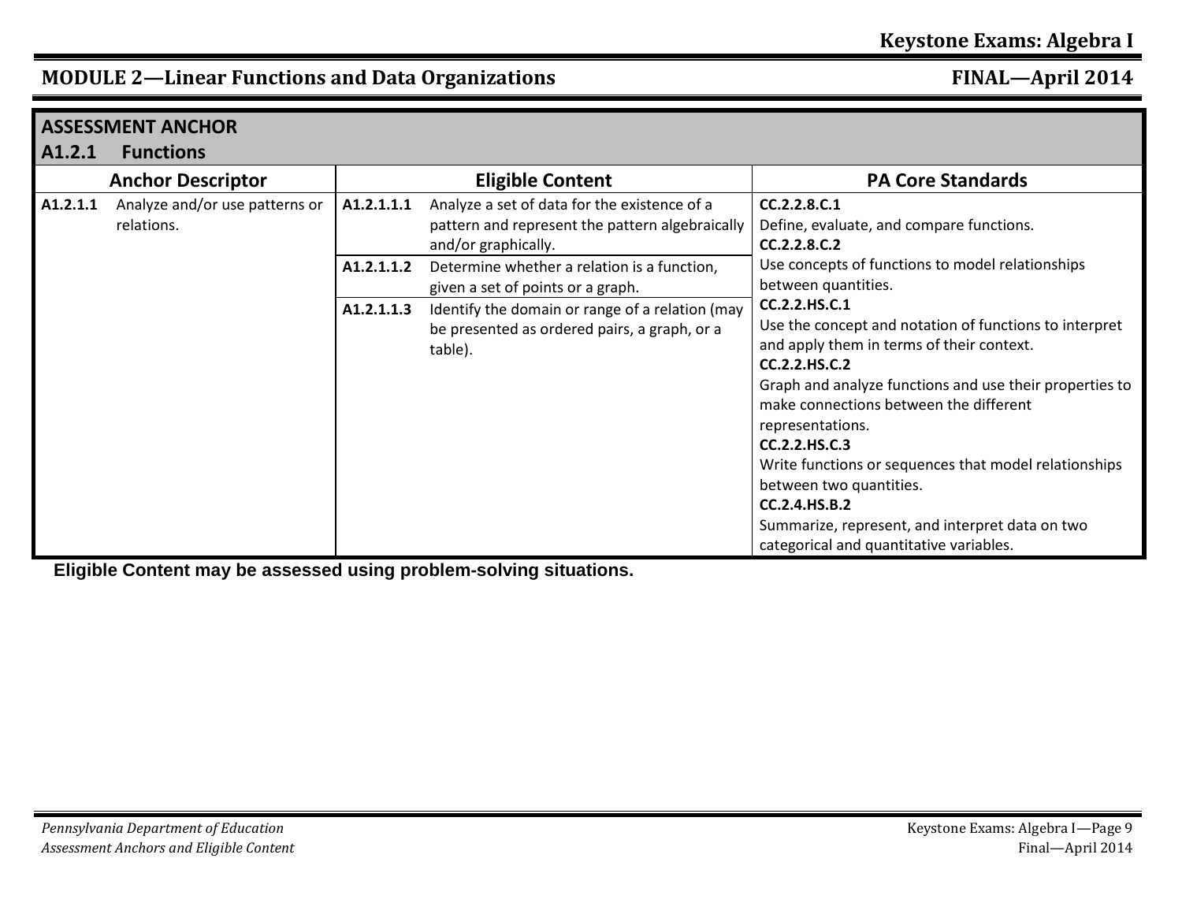## MODULE 2—Linear Functions and Data Organizations

| **ASSESSMENT ANCHOR** **A1.2.1 Functions** | | | | | |
|---|---|---|---|---|---|
| **Anchor Descriptor** | | **Eligible Content** | | **PA Core Standards** | |
| **A1.2.1.1** | Analyze and/or use patterns or relations. | **A1.2.1.1.1** | Analyze a set of data for the existence of a pattern and represent the pattern algebraically and/or graphically. | **CC.2.2.8.C.1** Define, evaluate, and compare functions. **CC.2.2.8.C.2** Use concepts of functions to model relationships between quantities. **CC.2.2.HS.C.1** Use the concept and notation of functions to interpret and apply them in terms of their context. **CC.2.2.HS.C.2** Graph and analyze functions and use their properties to make connections between the different representations. **CC.2.2.HS.C.3** Write functions or sequences that model relationships between two quantities. **CC.2.4.HS.B.2** Summarize, represent, and interpret data on two categorical and quantitative variables. | |
| | | **A1.2.1.1.2** | Determine whether a relation is a function, given a set of points or a graph. | | |
| | | **A1.2.1.1.3** | Identify the domain or range of a relation (may be presented as ordered pairs, a graph, or a table). | | |

**Eligible Content may be assessed using problem-solving situations.**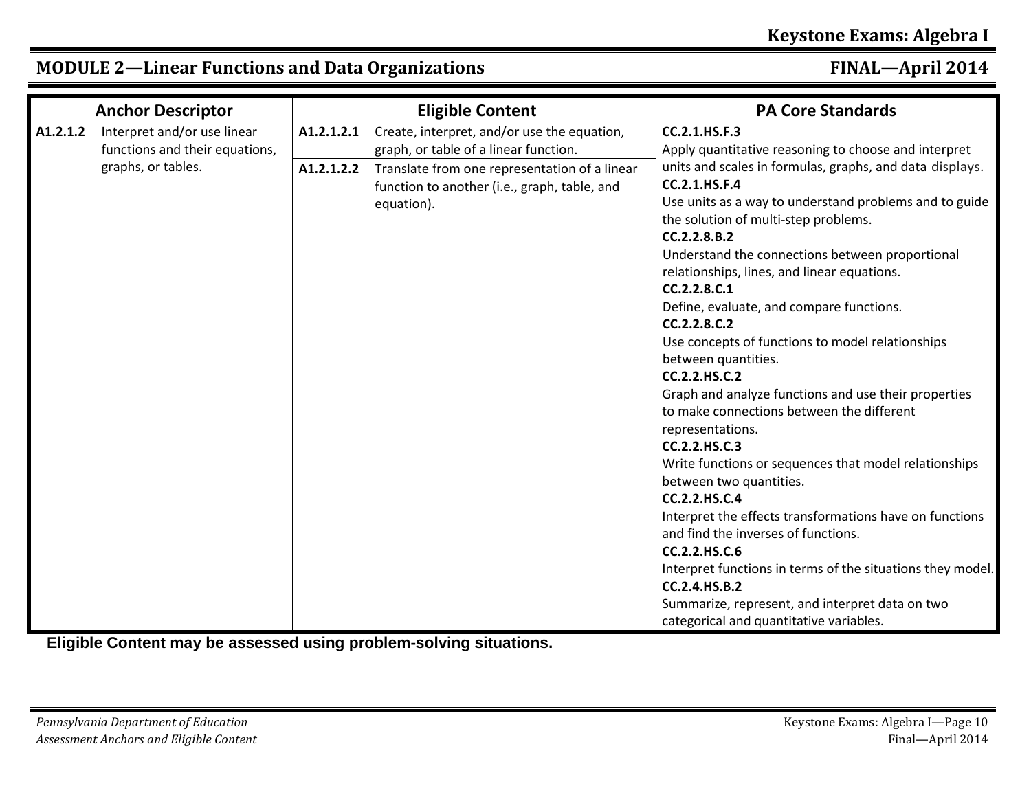## MODULE 2—Linear Functions and Data Organizations

| Anchor Descriptor | | Eligible Content | | PA Core Standards |
|---|---|---|---|---|
| **A1.2.1.2** | Interpret and/or use linear functions and their equations, graphs, or tables. | **A1.2.1.2.1** | Create, interpret, and/or use the equation, graph, or table of a linear function. | **CC.2.1.HS.F.3** Apply quantitative reasoning to choose and interpret units and scales in formulas, graphs, and data displays. **CC.2.1.HS.F.4** Use units as a way to understand problems and to guide the solution of multi-step problems. **CC.2.2.8.B.2** Understand the connections between proportional relationships, lines, and linear equations. **CC.2.2.8.C.1** Define, evaluate, and compare functions. **CC.2.2.8.C.2** Use concepts of functions to model relationships between quantities. **CC.2.2.HS.C.2** Graph and analyze functions and use their properties to make connections between the different representations. **CC.2.2.HS.C.3** Write functions or sequences that model relationships between two quantities. **CC.2.2.HS.C.4** Interpret the effects transformations have on functions and find the inverses of functions. **CC.2.2.HS.C.6** Interpret functions in terms of the situations they model. **CC.2.4.HS.B.2** Summarize, represent, and interpret data on two categorical and quantitative variables. |
| | | **A1.2.1.2.2** | Translate from one representation of a linear function to another (i.e., graph, table, and equation). | |

**Eligible Content may be assessed using problem-solving situations.**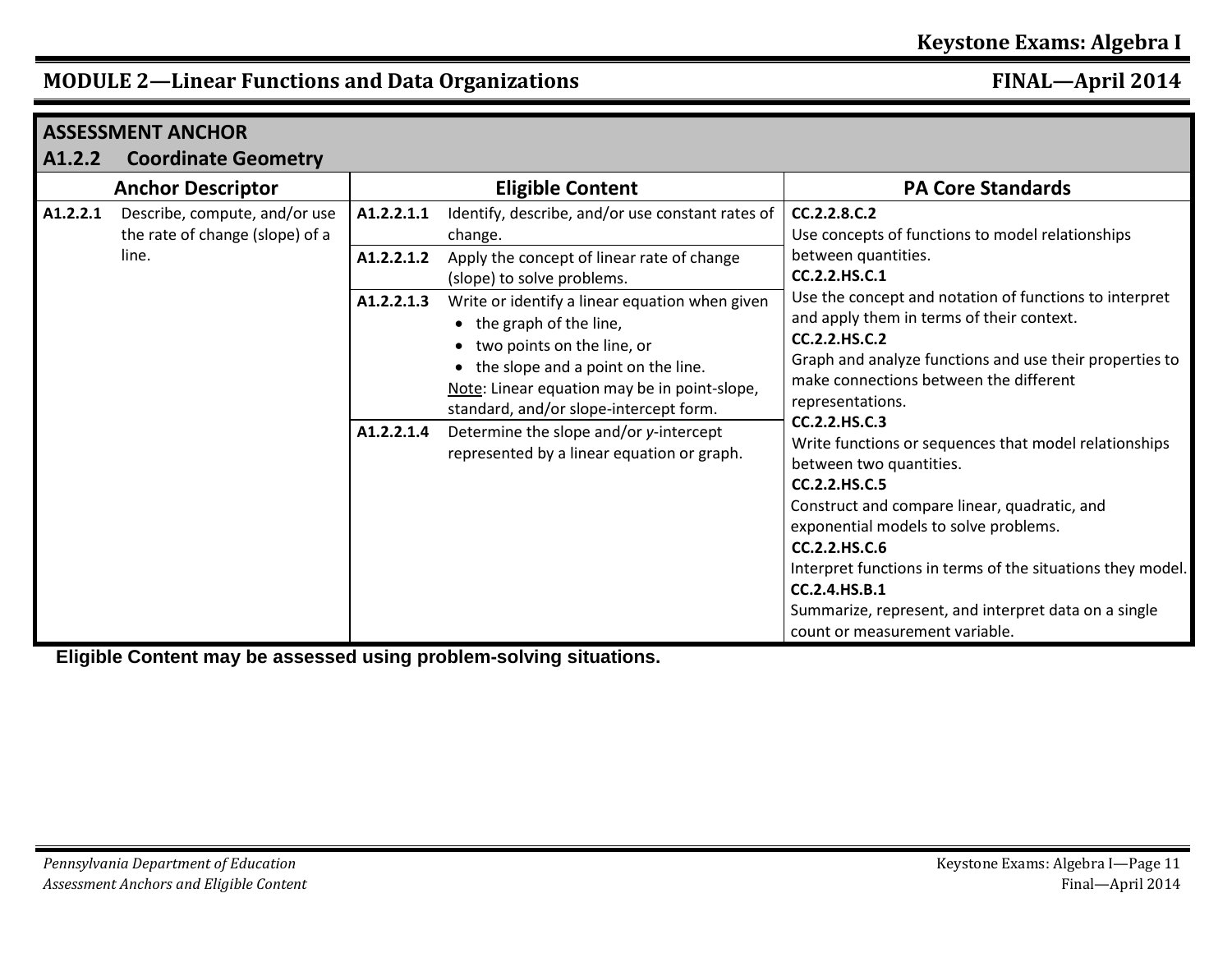## MODULE 2—Linear Functions and Data Organizations

| ASSESSMENT ANCHOR | | | |
|---|---|---|---|
| **A1.2.2 Coordinate Geometry** | | | |
| **Anchor Descriptor** | **Eligible Content** | | **PA Core Standards** |
| **A1.2.2.1** Describe, compute, and/or use the rate of change (slope) of a line. | **A1.2.2.1.1** | Identify, describe, and/or use constant rates of change. | **CC.2.2.8.C.2** Use concepts of functions to model relationships between quantities. **CC.2.2.HS.C.1** Use the concept and notation of functions to interpret and apply them in terms of their context. **CC.2.2.HS.C.2** Graph and analyze functions and use their properties to make connections between the different representations. **CC.2.2.HS.C.3** Write functions or sequences that model relationships between two quantities. **CC.2.2.HS.C.5** Construct and compare linear, quadratic, and exponential models to solve problems. **CC.2.2.HS.C.6** Interpret functions in terms of the situations they model. **CC.2.4.HS.B.1** Summarize, represent, and interpret data on a single count or measurement variable. |
| | **A1.2.2.1.2** | Apply the concept of linear rate of change (slope) to solve problems. | |
| | **A1.2.2.1.3** | Write or identify a linear equation when given<br>• the graph of the line,<br>• two points on the line, or<br>• the slope and a point on the line.<br>Note: Linear equation may be in point-slope, standard, and/or slope-intercept form. | |
| | **A1.2.2.1.4** | Determine the slope and/or *y*-intercept represented by a linear equation or graph. | |

**Eligible Content may be assessed using problem-solving situations.**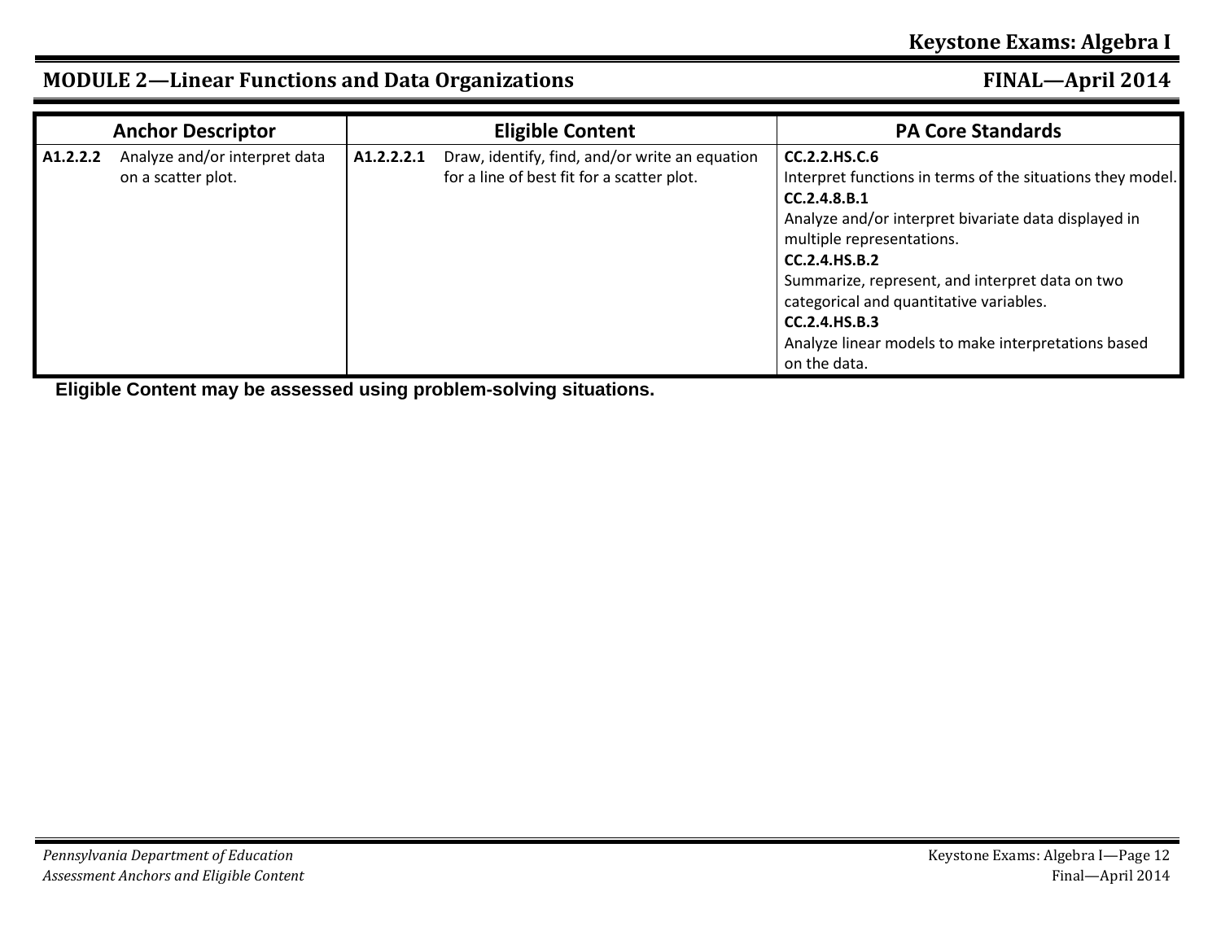## MODULE 2—Linear Functions and Data Organizations

| Anchor Descriptor | | Eligible Content | | PA Core Standards |
|---|---|---|---|---|
| **A1.2.2.2** | Analyze and/or interpret data on a scatter plot. | **A1.2.2.2.1** | Draw, identify, find, and/or write an equation for a line of best fit for a scatter plot. | **CC.2.2.HS.C.6** Interpret functions in terms of the situations they model. **CC.2.4.8.B.1** Analyze and/or interpret bivariate data displayed in multiple representations. **CC.2.4.HS.B.2** Summarize, represent, and interpret data on two categorical and quantitative variables. **CC.2.4.HS.B.3** Analyze linear models to make interpretations based on the data. |

**Eligible Content may be assessed using problem-solving situations.**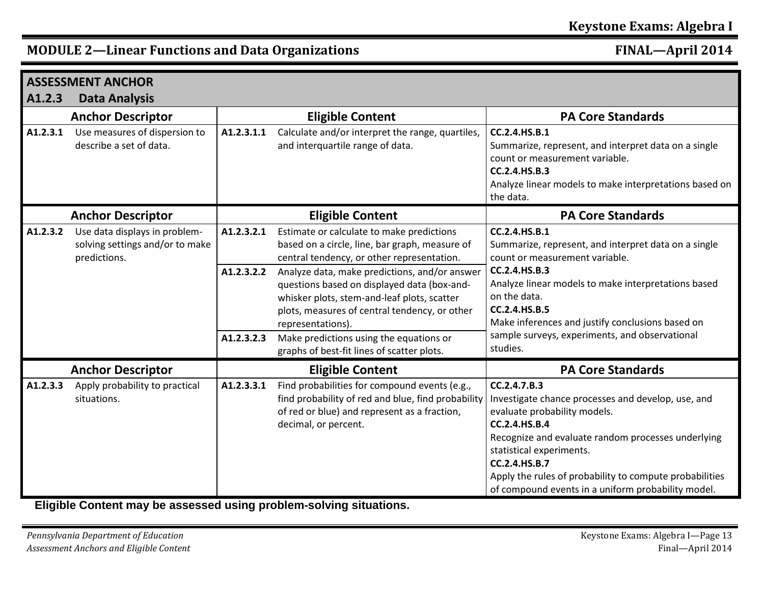## MODULE 2—Linear Functions and Data Organizations

**FINAL—April 2014**

### ASSESSMENT ANCHOR
### A1.2.3 Data Analysis

| Anchor Descriptor | | Eligible Content | | PA Core Standards |
|---|---|---|---|---|
| **A1.2.3.1** | Use measures of dispersion to describe a set of data. | **A1.2.3.1.1** | Calculate and/or interpret the range, quartiles, and interquartile range of data. | **CC.2.4.HS.B.1** Summarize, represent, and interpret data on a single count or measurement variable. **CC.2.4.HS.B.3** Analyze linear models to make interpretations based on the data. |

| Anchor Descriptor | | Eligible Content | | PA Core Standards |
|---|---|---|---|---|
| **A1.2.3.2** | Use data displays in problem-solving settings and/or to make predictions. | **A1.2.3.2.1** | Estimate or calculate to make predictions based on a circle, line, bar graph, measure of central tendency, or other representation. | **CC.2.4.HS.B.1** Summarize, represent, and interpret data on a single count or measurement variable. **CC.2.4.HS.B.3** Analyze linear models to make interpretations based on the data. **CC.2.4.HS.B.5** Make inferences and justify conclusions based on sample surveys, experiments, and observational studies. |
| | | **A1.2.3.2.2** | Analyze data, make predictions, and/or answer questions based on displayed data (box-and-whisker plots, stem-and-leaf plots, scatter plots, measures of central tendency, or other representations). | |
| | | **A1.2.3.2.3** | Make predictions using the equations or graphs of best-fit lines of scatter plots. | |

| Anchor Descriptor | | Eligible Content | | PA Core Standards |
|---|---|---|---|---|
| **A1.2.3.3** | Apply probability to practical situations. | **A1.2.3.3.1** | Find probabilities for compound events (e.g., find probability of red and blue, find probability of red or blue) and represent as a fraction, decimal, or percent. | **CC.2.4.7.B.3** Investigate chance processes and develop, use, and evaluate probability models. **CC.2.4.HS.B.4** Recognize and evaluate random processes underlying statistical experiments. **CC.2.4.HS.B.7** Apply the rules of probability to compute probabilities of compound events in a uniform probability model. |

**Eligible Content may be assessed using problem-solving situations.**